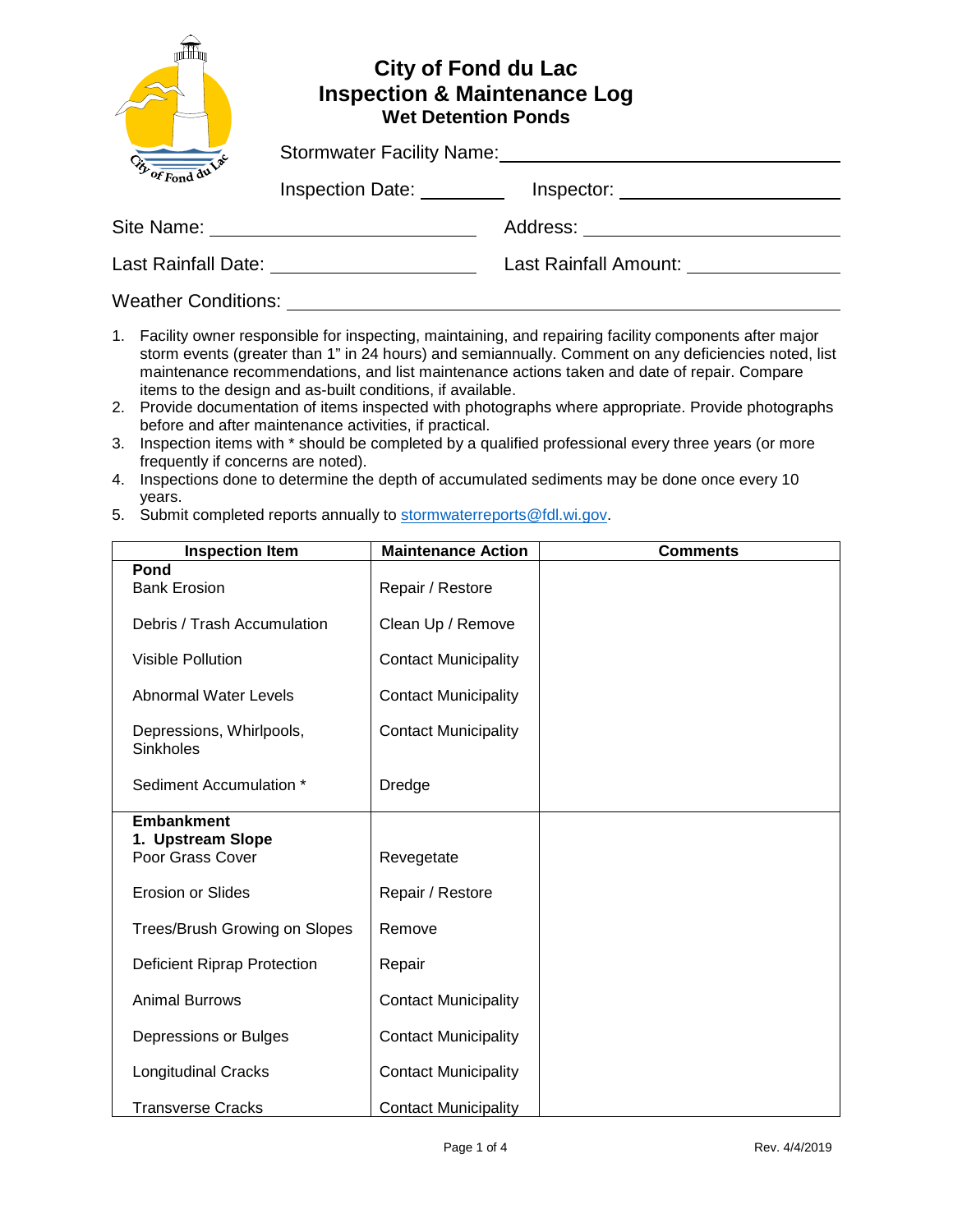# City of Fond du Lac
# Inspection & Maintenance Log
## Wet Detention Ponds

Stormwater Facility Name: ______________________________

Inspection Date: __________ Inspector: ______________________

Site Name: ______________________ Address: ______________________

Last Rainfall Date: ______________________ Last Rainfall Amount: ______________

Weather Conditions: ____________________________________________

1. Facility owner responsible for inspecting, maintaining, and repairing facility components after major storm events (greater than 1" in 24 hours) and semiannually. Comment on any deficiencies noted, list maintenance recommendations, and list maintenance actions taken and date of repair. Compare items to the design and as-built conditions, if available.
2. Provide documentation of items inspected with photographs where appropriate. Provide photographs before and after maintenance activities, if practical.
3. Inspection items with * should be completed by a qualified professional every three years (or more frequently if concerns are noted).
4. Inspections done to determine the depth of accumulated sediments may be done once every 10 years.
5. Submit completed reports annually to stormwaterreports@fdl.wi.gov.

| Inspection Item | Maintenance Action | Comments |
|---|---|---|
| **Pond** | | |
| Bank Erosion | Repair / Restore | |
| Debris / Trash Accumulation | Clean Up / Remove | |
| Visible Pollution | Contact Municipality | |
| Abnormal Water Levels | Contact Municipality | |
| Depressions, Whirlpools, Sinkholes | Contact Municipality | |
| Sediment Accumulation * | Dredge | |
| **Embankment** | | |
| **1. Upstream Slope** | | |
| Poor Grass Cover | Revegetate | |
| Erosion or Slides | Repair / Restore | |
| Trees/Brush Growing on Slopes | Remove | |
| Deficient Riprap Protection | Repair | |
| Animal Burrows | Contact Municipality | |
| Depressions or Bulges | Contact Municipality | |
| Longitudinal Cracks | Contact Municipality | |
| Transverse Cracks | Contact Municipality | |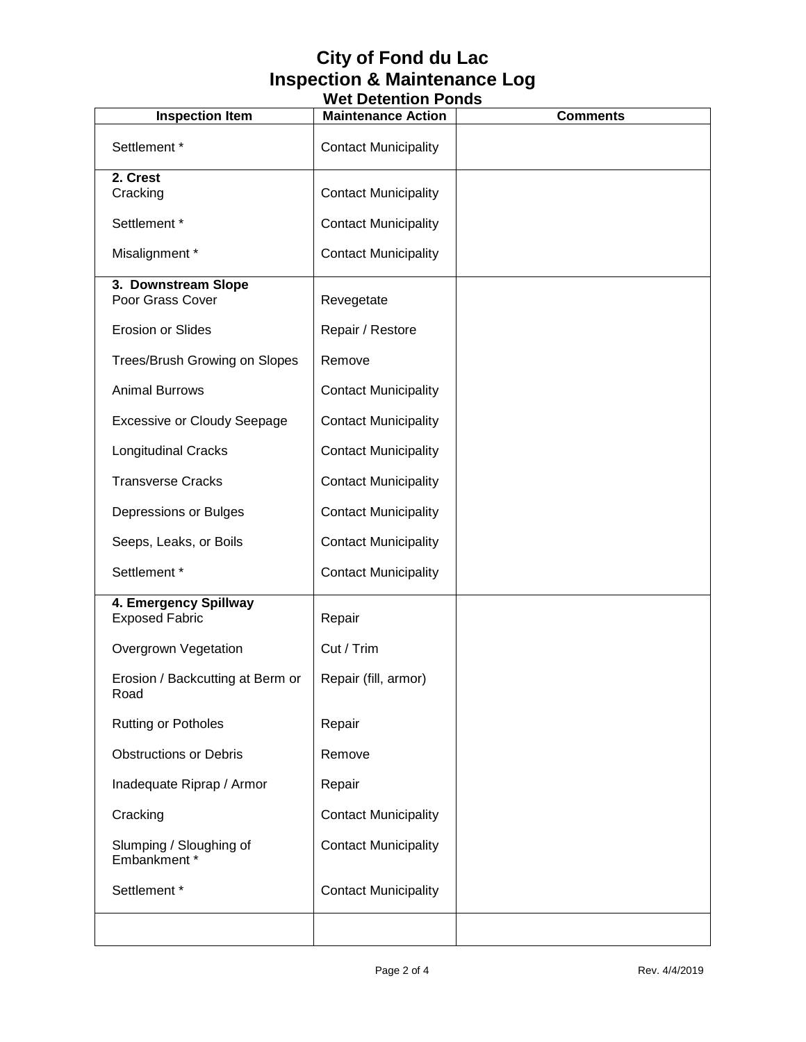# City of Fond du Lac
# Inspection & Maintenance Log
## Wet Detention Ponds

| Inspection Item | Maintenance Action | Comments |
|---|---|---|
| Settlement * | Contact Municipality | |
| **2. Crest** | | |
| Cracking | Contact Municipality | |
| Settlement * | Contact Municipality | |
| Misalignment * | Contact Municipality | |
| **3. Downstream Slope** | | |
| Poor Grass Cover | Revegetate | |
| Erosion or Slides | Repair / Restore | |
| Trees/Brush Growing on Slopes | Remove | |
| Animal Burrows | Contact Municipality | |
| Excessive or Cloudy Seepage | Contact Municipality | |
| Longitudinal Cracks | Contact Municipality | |
| Transverse Cracks | Contact Municipality | |
| Depressions or Bulges | Contact Municipality | |
| Seeps, Leaks, or Boils | Contact Municipality | |
| Settlement * | Contact Municipality | |
| **4. Emergency Spillway** | | |
| Exposed Fabric | Repair | |
| Overgrown Vegetation | Cut / Trim | |
| Erosion / Backcutting at Berm or Road | Repair (fill, armor) | |
| Rutting or Potholes | Repair | |
| Obstructions or Debris | Remove | |
| Inadequate Riprap / Armor | Repair | |
| Cracking | Contact Municipality | |
| Slumping / Sloughing of Embankment * | Contact Municipality | |
| Settlement * | Contact Municipality | |
| | | |

Rev. 4/4/2019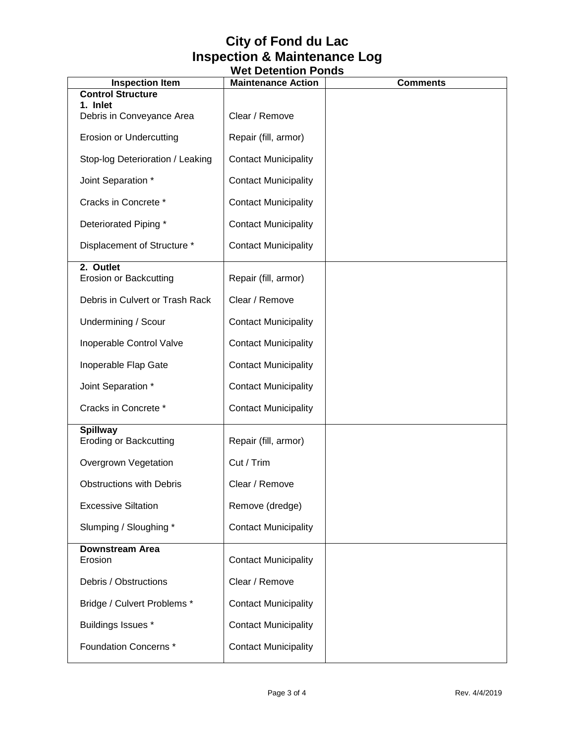# City of Fond du Lac
# Inspection & Maintenance Log
## Wet Detention Ponds

| Inspection Item | Maintenance Action | Comments |
|---|---|---|
| **Control Structure** | | |
| **1. Inlet** | | |
| Debris in Conveyance Area | Clear / Remove | |
| Erosion or Undercutting | Repair (fill, armor) | |
| Stop-log Deterioration / Leaking | Contact Municipality | |
| Joint Separation * | Contact Municipality | |
| Cracks in Concrete * | Contact Municipality | |
| Deteriorated Piping * | Contact Municipality | |
| Displacement of Structure * | Contact Municipality | |
| **2. Outlet** | | |
| Erosion or Backcutting | Repair (fill, armor) | |
| Debris in Culvert or Trash Rack | Clear / Remove | |
| Undermining / Scour | Contact Municipality | |
| Inoperable Control Valve | Contact Municipality | |
| Inoperable Flap Gate | Contact Municipality | |
| Joint Separation * | Contact Municipality | |
| Cracks in Concrete * | Contact Municipality | |
| **Spillway** | | |
| Eroding or Backcutting | Repair (fill, armor) | |
| Overgrown Vegetation | Cut / Trim | |
| Obstructions with Debris | Clear / Remove | |
| Excessive Siltation | Remove (dredge) | |
| Slumping / Sloughing * | Contact Municipality | |
| **Downstream Area** | | |
| Erosion | Contact Municipality | |
| Debris / Obstructions | Clear / Remove | |
| Bridge / Culvert Problems * | Contact Municipality | |
| Buildings Issues * | Contact Municipality | |
| Foundation Concerns * | Contact Municipality | |

Rev. 4/4/2019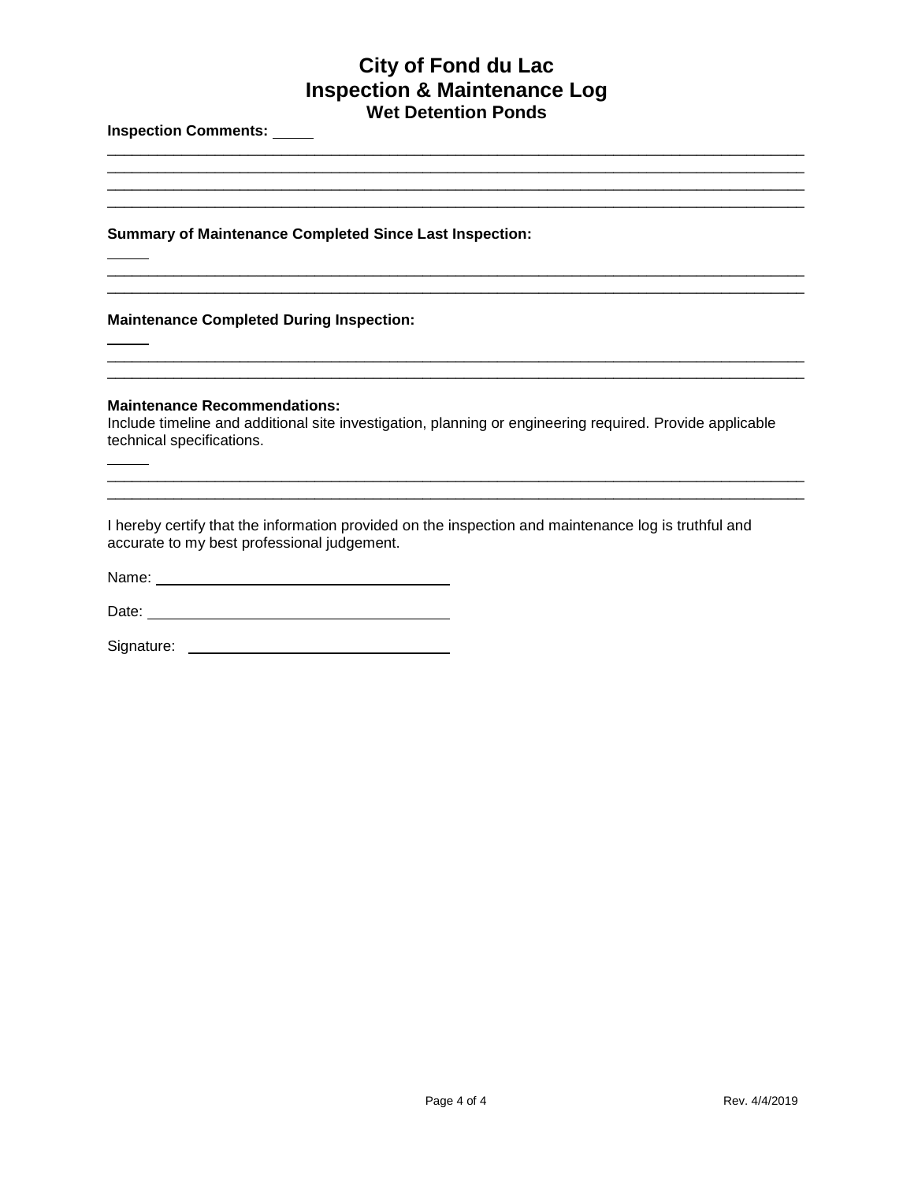# City of Fond du Lac
# Inspection & Maintenance Log
## Wet Detention Ponds

**Inspection Comments:** _____

________________________________________________________________________________
________________________________________________________________________________
________________________________________________________________________________
________________________________________________________________________________

**Summary of Maintenance Completed Since Last Inspection:**

_____
________________________________________________________________________________
________________________________________________________________________________

**Maintenance Completed During Inspection:**

_____
________________________________________________________________________________
________________________________________________________________________________

**Maintenance Recommendations:**
Include timeline and additional site investigation, planning or engineering required. Provide applicable technical specifications.

_____
________________________________________________________________________________
________________________________________________________________________________

I hereby certify that the information provided on the inspection and maintenance log is truthful and accurate to my best professional judgement.

Name: ______________________________

Date: ______________________________

Signature: ___________________________

Rev. 4/4/2019